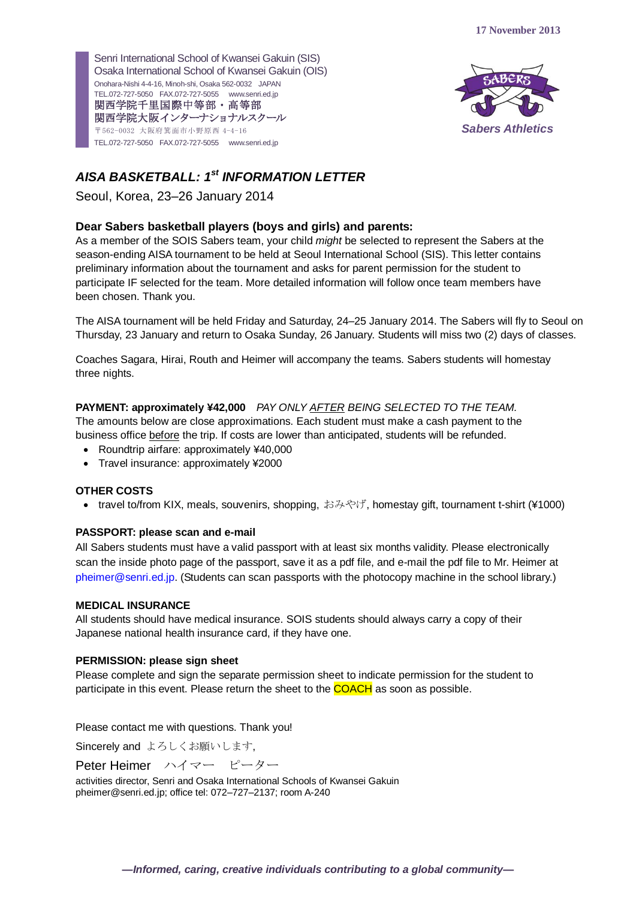17 November 2013

Senri International School of Kwansei Gakuin (SIS)
Osaka International School of Kwansei Gakuin (OIS)
Onohara-Nishi 4-4-16, Minoh-shi, Osaka 562-0032 JAPAN
TEL.072-727-5050 FAX.072-727-5055 www.senri.ed.jp
関西学院千里国際中等部・高等部
関西学院大阪インターナショナルスクール
〒562-0032 大阪府箕面市小野原西 4-4-16
TEL.072-727-5050 FAX.072-727-5055 www.senri.ed.jp

SABERS
*Sabers Athletics*

# *AISA BASKETBALL: 1st INFORMATION LETTER*

Seoul, Korea, 23–26 January 2014

### Dear Sabers basketball players (boys and girls) and parents:

As a member of the SOIS Sabers team, your child *might* be selected to represent the Sabers at the season-ending AISA tournament to be held at Seoul International School (SIS). This letter contains preliminary information about the tournament and asks for parent permission for the student to participate IF selected for the team. More detailed information will follow once team members have been chosen. Thank you.

The AISA tournament will be held Friday and Saturday, 24–25 January 2014. The Sabers will fly to Seoul on Thursday, 23 January and return to Osaka Sunday, 26 January. Students will miss two (2) days of classes.

Coaches Sagara, Hirai, Routh and Heimer will accompany the teams. Sabers students will homestay three nights.

**PAYMENT: approximately ¥42,000** *PAY ONLY AFTER BEING SELECTED TO THE TEAM.*
The amounts below are close approximations. Each student must make a cash payment to the business office before the trip. If costs are lower than anticipated, students will be refunded.

- Roundtrip airfare: approximately ¥40,000
- Travel insurance: approximately ¥2000

**OTHER COSTS**

- travel to/from KIX, meals, souvenirs, shopping, おみやげ, homestay gift, tournament t-shirt (¥1000)

**PASSPORT: please scan and e-mail**

All Sabers students must have a valid passport with at least six months validity. Please electronically scan the inside photo page of the passport, save it as a pdf file, and e-mail the pdf file to Mr. Heimer at pheimer@senri.ed.jp. (Students can scan passports with the photocopy machine in the school library.)

**MEDICAL INSURANCE**

All students should have medical insurance. SOIS students should always carry a copy of their Japanese national health insurance card, if they have one.

**PERMISSION: please sign sheet**

Please complete and sign the separate permission sheet to indicate permission for the student to participate in this event. Please return the sheet to the COACH as soon as possible.

Please contact me with questions. Thank you!

Sincerely and よろしくお願いします,

Peter Heimer ハイマー ピーター

activities director, Senri and Osaka International Schools of Kwansei Gakuin
pheimer@senri.ed.jp; office tel: 072–727–2137; room A-240

*—Informed, caring, creative individuals contributing to a global community—*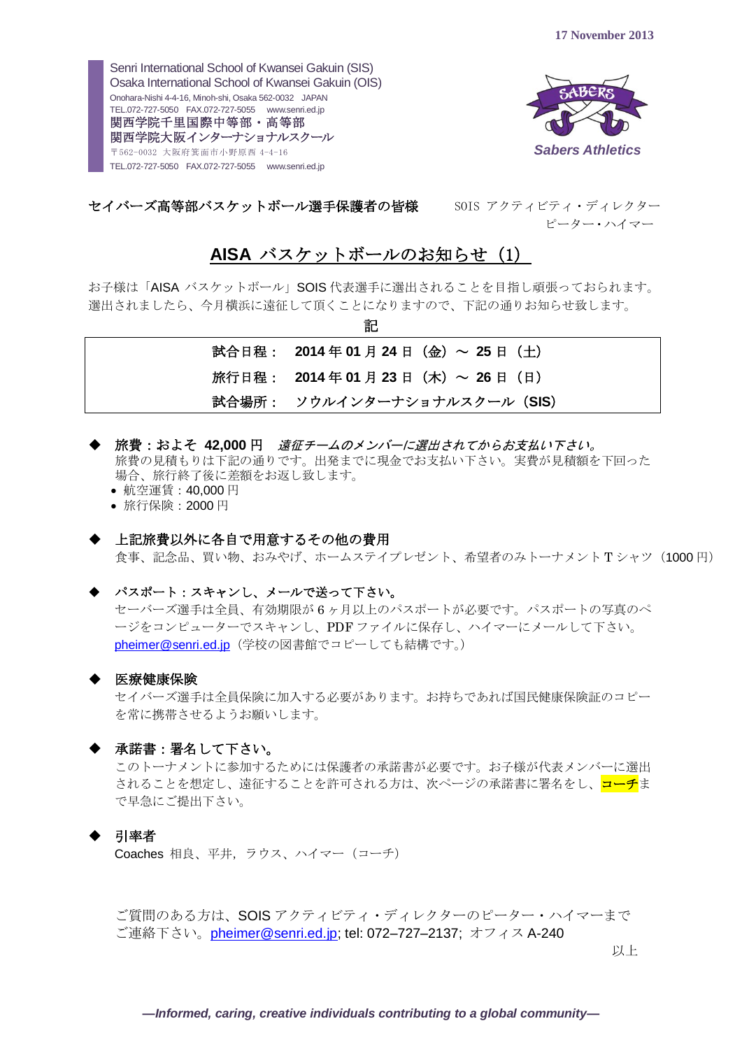17 November 2013

Senri International School of Kwansei Gakuin (SIS)
Osaka International School of Kwansei Gakuin (OIS)
Onohara-Nishi 4-4-16, Minoh-shi, Osaka 562-0032 JAPAN
TEL.072-727-5050 FAX.072-727-5055 www.senri.ed.jp
関西学院千里国際中等部・高等部
関西学院大阪インターナショナルスクール
〒562-0032 大阪府箕面市小野原西 4-4-16
TEL.072-727-5050 FAX.072-727-5055 www.senri.ed.jp

SABERS
*Sabers Athletics*

**セイバーズ高等部バスケットボール選手保護者の皆様**

SOIS アクティビティ・ディレクター
ピーター・ハイマー

# AISA バスケットボールのお知らせ（1）

お子様は「AISA バスケットボール」SOIS 代表選手に選出されることを目指し頑張っておられます。選出されましたら、今月横浜に遠征して頂くことになりますので、下記の通りお知らせ致します。

記

| | |
|---|---|
| **試合日程：** | **2014 年 01 月 24 日（金）～ 25 日（土）** |
| **旅行日程：** | **2014 年 01 月 23 日（木）～ 26 日（日）** |
| **試合場所：** | **ソウルインターナショナルスクール（SIS）** |

◆ **旅費：およそ 42,000 円** *遠征チームのメンバーに選出されてからお支払い下さい。*
旅費の見積もりは下記の通りです。出発までに現金でお支払い下さい。実費が見積額を下回った場合、旅行終了後に差額をお返し致します。
- 航空運賃：40,000 円
- 旅行保険：2000 円

◆ **上記旅費以外に各自で用意するその他の費用**
食事、記念品、買い物、おみやげ、ホームステイプレゼント、希望者のみトーナメント T シャツ（1000 円）

◆ **パスポート：スキャンし、メールで送って下さい。**
セーバーズ選手は全員、有効期限が 6 ヶ月以上のパスポートが必要です。パスポートの写真のページをコンピューターでスキャンし、PDF ファイルに保存し、ハイマーにメールして下さい。
pheimer@senri.ed.jp（学校の図書館でコピーしても結構です。）

◆ **医療健康保険**
セイバーズ選手は全員保険に加入する必要があります。お持ちであれば国民健康保険証のコピーを常に携帯させるようお願いします。

◆ **承諾書：署名して下さい。**
このトーナメントに参加するためには保護者の承諾書が必要です。お子様が代表メンバーに選出されることを想定し、遠征することを許可される方は、次ページの承諾書に署名をし、コーチまで早急にご提出下さい。

◆ **引率者**
Coaches 相良、平井，ラウス、ハイマー（コーチ）

ご質問のある方は、SOIS アクティビティ・ディレクターのピーター・ハイマーまでご連絡下さい。pheimer@senri.ed.jp; tel: 072–727–2137; オフィス A-240

以上

***—Informed, caring, creative individuals contributing to a global community—***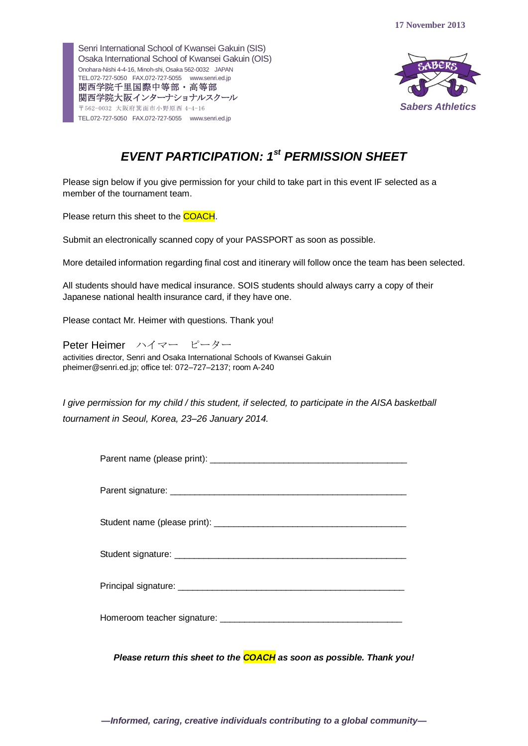17 November 2013

Senri International School of Kwansei Gakuin (SIS)
Osaka International School of Kwansei Gakuin (OIS)
Onohara-Nishi 4-4-16, Minoh-shi, Osaka 562-0032 JAPAN
TEL.072-727-5050 FAX.072-727-5055 www.senri.ed.jp
関西学院千里国際中等部・高等部
関西学院大阪インターナショナルスクール
〒562-0032 大阪府箕面市小野原西 4-4-16
TEL.072-727-5050 FAX.072-727-5055 www.senri.ed.jp

SABERS
*Sabers Athletics*

# *EVENT PARTICIPATION: 1st PERMISSION SHEET*

Please sign below if you give permission for your child to take part in this event IF selected as a member of the tournament team.

Please return this sheet to the COACH.

Submit an electronically scanned copy of your PASSPORT as soon as possible.

More detailed information regarding final cost and itinerary will follow once the team has been selected.

All students should have medical insurance. SOIS students should always carry a copy of their Japanese national health insurance card, if they have one.

Please contact Mr. Heimer with questions. Thank you!

Peter Heimer　ハイマー　ピーター
activities director, Senri and Osaka International Schools of Kwansei Gakuin
pheimer@senri.ed.jp; office tel: 072–727–2137; room A-240

*I give permission for my child / this student, if selected, to participate in the AISA basketball tournament in Seoul, Korea, 23–26 January 2014.*

Parent name (please print): ________________________________________

Parent signature: ________________________________________

Student name (please print): ________________________________________

Student signature: ________________________________________

Principal signature: ________________________________________

Homeroom teacher signature: ________________________________________

***Please return this sheet to the COACH as soon as possible. Thank you!***

***—Informed, caring, creative individuals contributing to a global community—***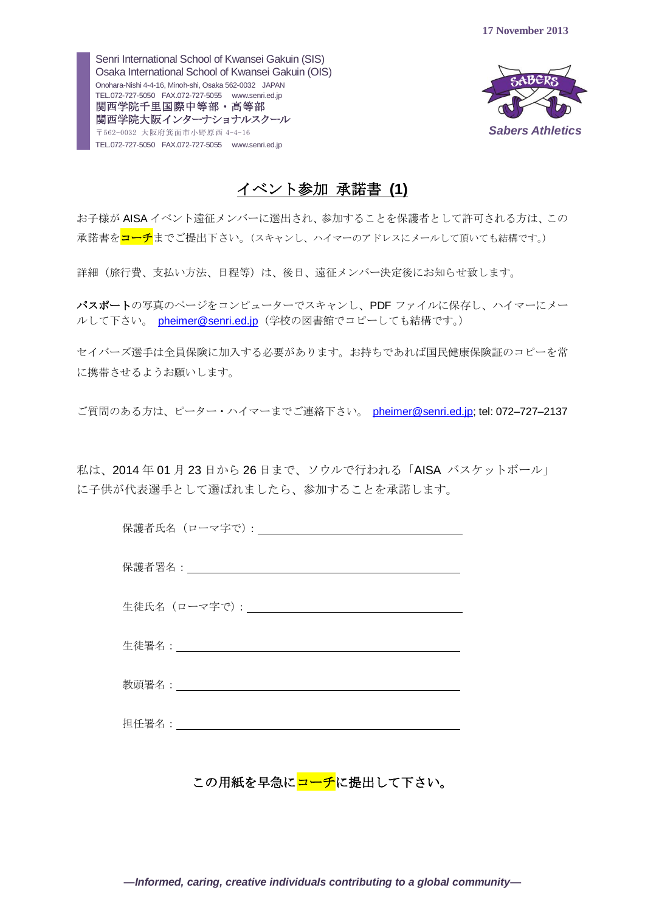17 November 2013

Senri International School of Kwansei Gakuin (SIS)
Osaka International School of Kwansei Gakuin (OIS)
Onohara-Nishi 4-4-16, Minoh-shi, Osaka 562-0032 JAPAN
TEL.072-727-5050 FAX.072-727-5055 www.senri.ed.jp
関西学院千里国際中等部・高等部
関西学院大阪インターナショナルスクール
〒562-0032 大阪府箕面市小野原西 4-4-16
TEL.072-727-5050 FAX.072-727-5055 www.senri.ed.jp

*Sabers Athletics*

# イベント参加 承諾書 (1)

お子様が AISA イベント遠征メンバーに選出され、参加することを保護者として許可される方は、この承諾書をコーチまでご提出下さい。（スキャンし、ハイマーのアドレスにメールして頂いても結構です。）

詳細（旅行費、支払い方法、日程等）は、後日、遠征メンバー決定後にお知らせ致します。

**パスポート**の写真のページをコンピューターでスキャンし、PDF ファイルに保存し、ハイマーにメールして下さい。 pheimer@senri.ed.jp（学校の図書館でコピーしても結構です。）

セイバーズ選手は全員保険に加入する必要があります。お持ちであれば国民健康保険証のコピーを常に携帯させるようお願いします。

ご質問のある方は、ピーター・ハイマーまでご連絡下さい。 pheimer@senri.ed.jp; tel: 072–727–2137

私は、2014 年 01 月 23 日から 26 日まで、ソウルで行われる「AISA バスケットボール」に子供が代表選手として選ばれましたら、参加することを承諾します。

保護者氏名（ローマ字で）：\_\_\_\_\_\_\_\_\_\_\_\_\_\_\_\_\_\_\_\_\_\_\_\_\_\_\_\_

保護者署名：\_\_\_\_\_\_\_\_\_\_\_\_\_\_\_\_\_\_\_\_\_\_\_\_\_\_\_\_

生徒氏名（ローマ字で）：\_\_\_\_\_\_\_\_\_\_\_\_\_\_\_\_\_\_\_\_\_\_\_\_\_\_\_\_

生徒署名：\_\_\_\_\_\_\_\_\_\_\_\_\_\_\_\_\_\_\_\_\_\_\_\_\_\_\_\_

教頭署名：\_\_\_\_\_\_\_\_\_\_\_\_\_\_\_\_\_\_\_\_\_\_\_\_\_\_\_\_

担任署名：\_\_\_\_\_\_\_\_\_\_\_\_\_\_\_\_\_\_\_\_\_\_\_\_\_\_\_\_

**この用紙を早急にコーチに提出して下さい。**

***—Informed, caring, creative individuals contributing to a global community—***